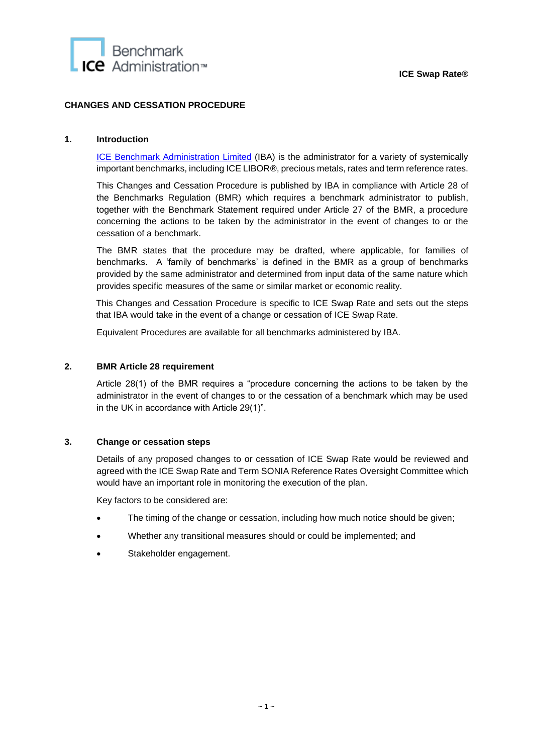**ICE Swap Rate®**

# CHANGES AND CESSATION PROCEDURE

## 1. Introduction

ICE Benchmark Administration Limited (IBA) is the administrator for a variety of systemically important benchmarks, including ICE LIBOR®, precious metals, rates and term reference rates.

This Changes and Cessation Procedure is published by IBA in compliance with Article 28 of the Benchmarks Regulation (BMR) which requires a benchmark administrator to publish, together with the Benchmark Statement required under Article 27 of the BMR, a procedure concerning the actions to be taken by the administrator in the event of changes to or the cessation of a benchmark.

The BMR states that the procedure may be drafted, where applicable, for families of benchmarks. A 'family of benchmarks' is defined in the BMR as a group of benchmarks provided by the same administrator and determined from input data of the same nature which provides specific measures of the same or similar market or economic reality.

This Changes and Cessation Procedure is specific to ICE Swap Rate and sets out the steps that IBA would take in the event of a change or cessation of ICE Swap Rate.

Equivalent Procedures are available for all benchmarks administered by IBA.

## 2. BMR Article 28 requirement

Article 28(1) of the BMR requires a "procedure concerning the actions to be taken by the administrator in the event of changes to or the cessation of a benchmark which may be used in the UK in accordance with Article 29(1)".

## 3. Change or cessation steps

Details of any proposed changes to or cessation of ICE Swap Rate would be reviewed and agreed with the ICE Swap Rate and Term SONIA Reference Rates Oversight Committee which would have an important role in monitoring the execution of the plan.

Key factors to be considered are:

- The timing of the change or cessation, including how much notice should be given;
- Whether any transitional measures should or could be implemented; and
- Stakeholder engagement.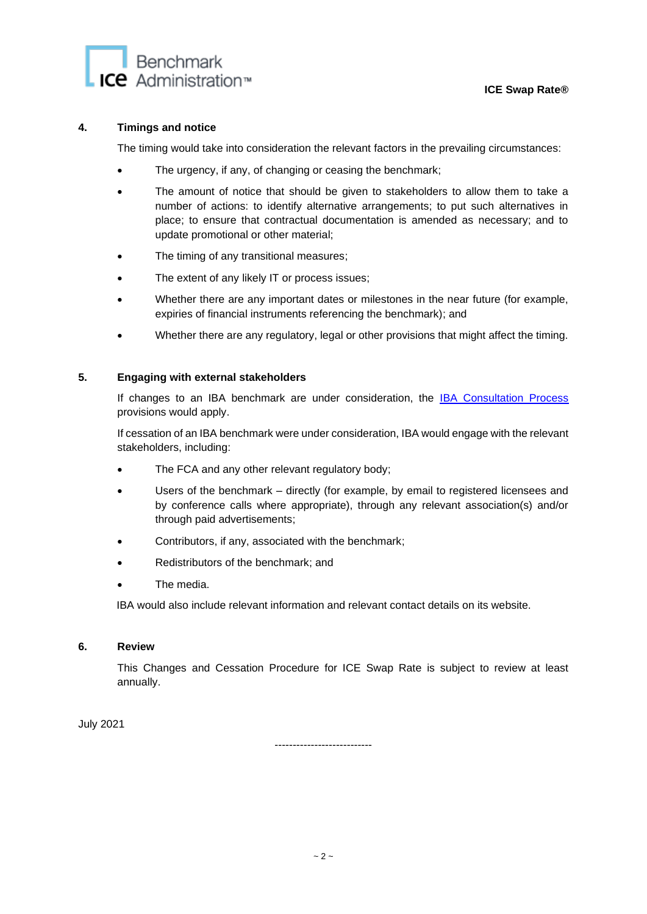## 4. Timings and notice

The timing would take into consideration the relevant factors in the prevailing circumstances:

- The urgency, if any, of changing or ceasing the benchmark;
- The amount of notice that should be given to stakeholders to allow them to take a number of actions: to identify alternative arrangements; to put such alternatives in place; to ensure that contractual documentation is amended as necessary; and to update promotional or other material;
- The timing of any transitional measures;
- The extent of any likely IT or process issues;
- Whether there are any important dates or milestones in the near future (for example, expiries of financial instruments referencing the benchmark); and
- Whether there are any regulatory, legal or other provisions that might affect the timing.

## 5. Engaging with external stakeholders

If changes to an IBA benchmark are under consideration, the IBA Consultation Process provisions would apply.

If cessation of an IBA benchmark were under consideration, IBA would engage with the relevant stakeholders, including:

- The FCA and any other relevant regulatory body;
- Users of the benchmark – directly (for example, by email to registered licensees and by conference calls where appropriate), through any relevant association(s) and/or through paid advertisements;
- Contributors, if any, associated with the benchmark;
- Redistributors of the benchmark; and
- The media.

IBA would also include relevant information and relevant contact details on its website.

## 6. Review

This Changes and Cessation Procedure for ICE Swap Rate is subject to review at least annually.

July 2021

---------------------------